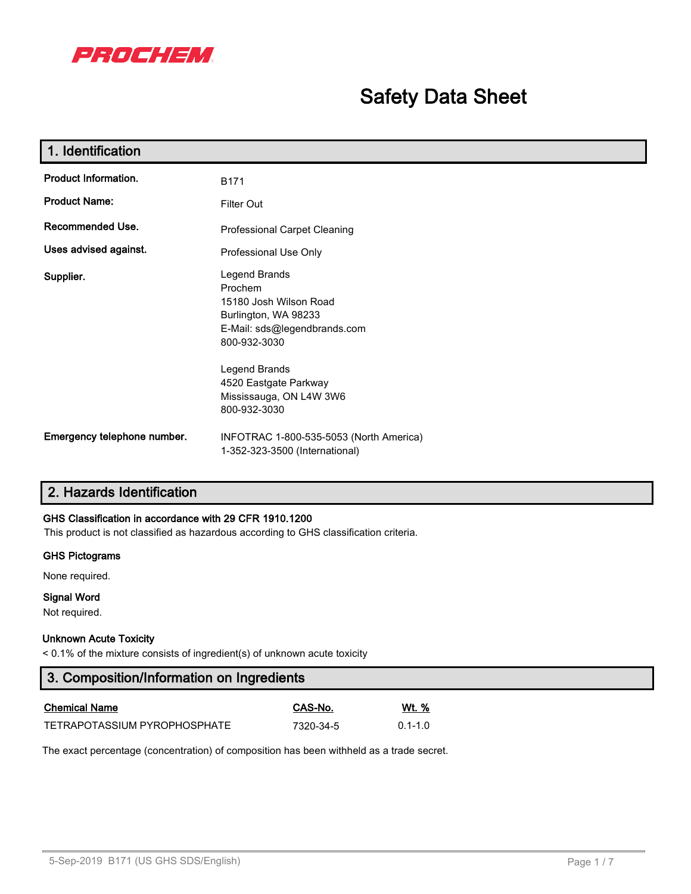PROCHEM

# Safety Data Sheet

## 1. Identification

**Product Information.** B171

**Product Name:** Filter Out

**Recommended Use.** Professional Carpet Cleaning

**Uses advised against.** Professional Use Only

**Supplier.**

Legend Brands
Prochem
15180 Josh Wilson Road
Burlington, WA 98233
E-Mail: sds@legendbrands.com
800-932-3030

Legend Brands
4520 Eastgate Parkway
Mississauga, ON L4W 3W6
800-932-3030

**Emergency telephone number.** INFOTRAC 1-800-535-5053 (North America)
1-352-323-3500 (International)

## 2. Hazards Identification

**GHS Classification in accordance with 29 CFR 1910.1200**

This product is not classified as hazardous according to GHS classification criteria.

**GHS Pictograms**

None required.

**Signal Word**

Not required.

**Unknown Acute Toxicity**

< 0.1% of the mixture consists of ingredient(s) of unknown acute toxicity

## 3. Composition/Information on Ingredients

| Chemical Name | CAS-No. | Wt. % |
|---|---|---|
| TETRAPOTASSIUM PYROPHOSPHATE | 7320-34-5 | 0.1-1.0 |

The exact percentage (concentration) of composition has been withheld as a trade secret.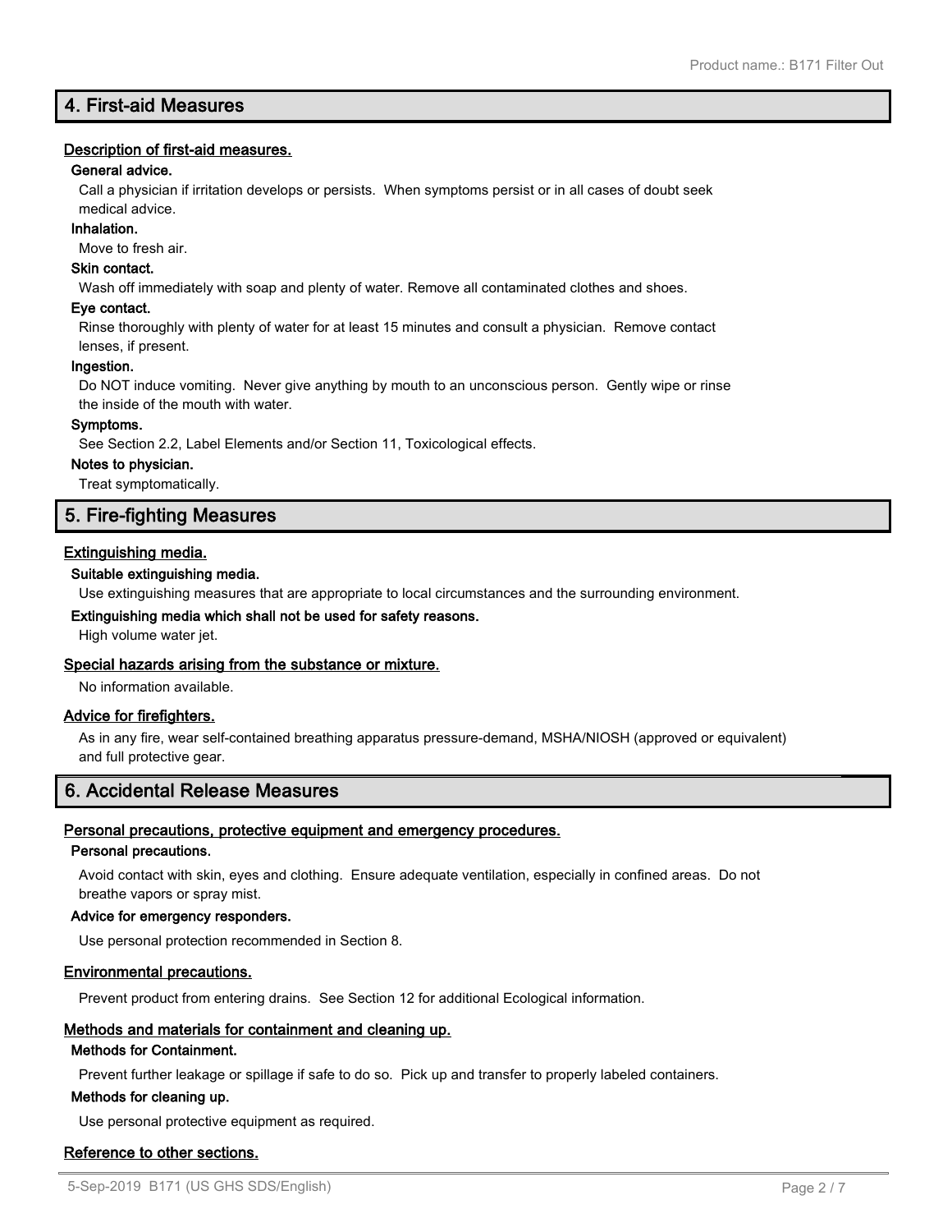## 4. First-aid Measures

**Description of first-aid measures.**

**General advice.**

Call a physician if irritation develops or persists. When symptoms persist or in all cases of doubt seek medical advice.

**Inhalation.**

Move to fresh air.

**Skin contact.**

Wash off immediately with soap and plenty of water. Remove all contaminated clothes and shoes.

**Eye contact.**

Rinse thoroughly with plenty of water for at least 15 minutes and consult a physician. Remove contact lenses, if present.

**Ingestion.**

Do NOT induce vomiting. Never give anything by mouth to an unconscious person. Gently wipe or rinse the inside of the mouth with water.

**Symptoms.**

See Section 2.2, Label Elements and/or Section 11, Toxicological effects.

**Notes to physician.**

Treat symptomatically.

## 5. Fire-fighting Measures

**Extinguishing media.**

**Suitable extinguishing media.**

Use extinguishing measures that are appropriate to local circumstances and the surrounding environment.

**Extinguishing media which shall not be used for safety reasons.**

High volume water jet.

**Special hazards arising from the substance or mixture.**

No information available.

**Advice for firefighters.**

As in any fire, wear self-contained breathing apparatus pressure-demand, MSHA/NIOSH (approved or equivalent) and full protective gear.

## 6. Accidental Release Measures

**Personal precautions, protective equipment and emergency procedures.**

**Personal precautions.**

Avoid contact with skin, eyes and clothing. Ensure adequate ventilation, especially in confined areas. Do not breathe vapors or spray mist.

**Advice for emergency responders.**

Use personal protection recommended in Section 8.

**Environmental precautions.**

Prevent product from entering drains. See Section 12 for additional Ecological information.

**Methods and materials for containment and cleaning up.**

**Methods for Containment.**

Prevent further leakage or spillage if safe to do so. Pick up and transfer to properly labeled containers.

**Methods for cleaning up.**

Use personal protective equipment as required.

**Reference to other sections.**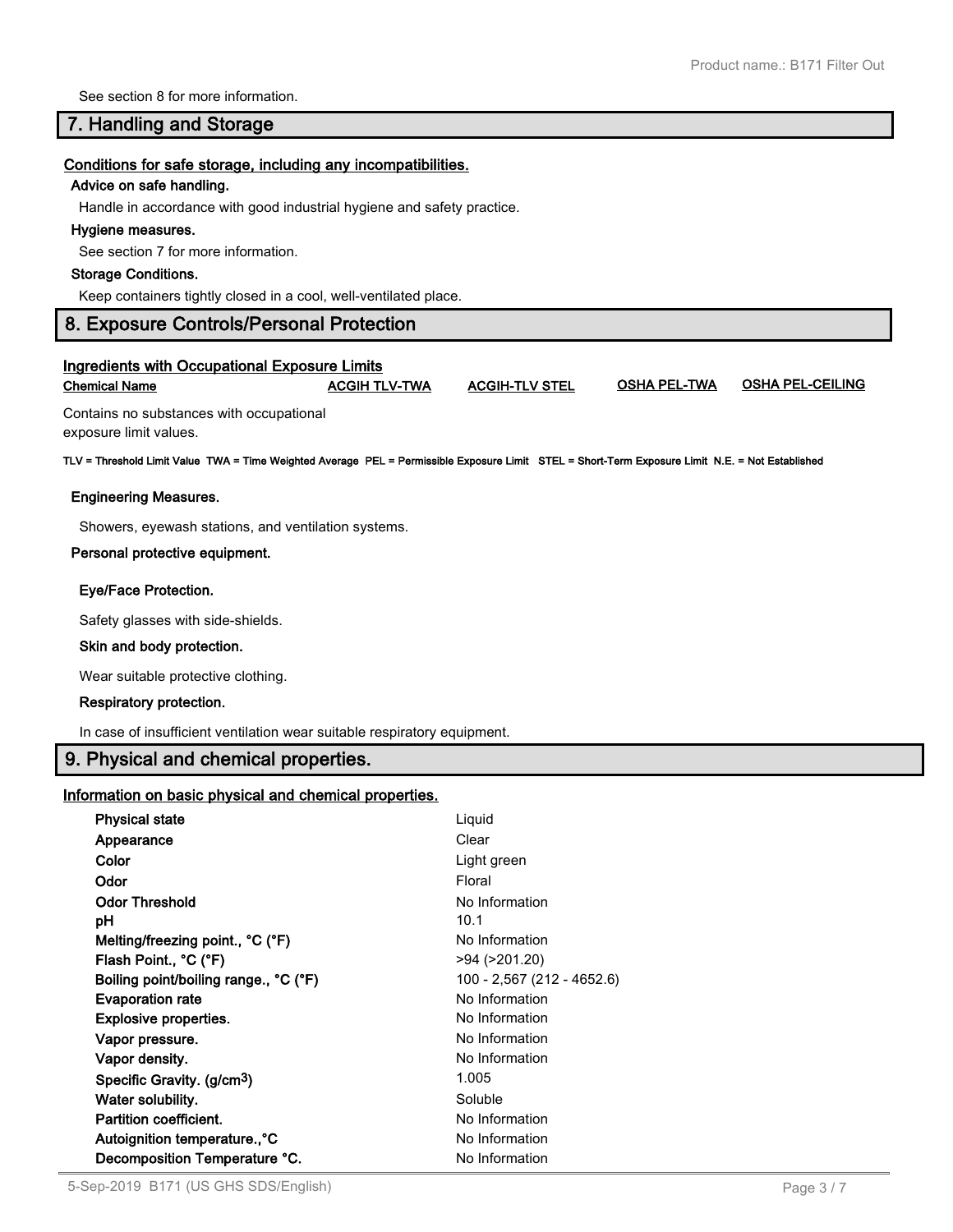See section 8 for more information.

## 7. Handling and Storage

### Conditions for safe storage, including any incompatibilities.

**Advice on safe handling.**

Handle in accordance with good industrial hygiene and safety practice.

**Hygiene measures.**

See section 7 for more information.

**Storage Conditions.**

Keep containers tightly closed in a cool, well-ventilated place.

## 8. Exposure Controls/Personal Protection

### Ingredients with Occupational Exposure Limits

| Chemical Name | ACGIH TLV-TWA | ACGIH-TLV STEL | OSHA PEL-TWA | OSHA PEL-CEILING |
|---|---|---|---|---|
| Contains no substances with occupational exposure limit values. | | | | |

**TLV = Threshold Limit Value TWA = Time Weighted Average PEL = Permissible Exposure Limit STEL = Short-Term Exposure Limit N.E. = Not Established**

**Engineering Measures.**

Showers, eyewash stations, and ventilation systems.

**Personal protective equipment.**

**Eye/Face Protection.**

Safety glasses with side-shields.

**Skin and body protection.**

Wear suitable protective clothing.

**Respiratory protection.**

In case of insufficient ventilation wear suitable respiratory equipment.

## 9. Physical and chemical properties.

### Information on basic physical and chemical properties.

| Property | Value |
|---|---|
| **Physical state** | Liquid |
| **Appearance** | Clear |
| **Color** | Light green |
| **Odor** | Floral |
| **Odor Threshold** | No Information |
| **pH** | 10.1 |
| **Melting/freezing point., °C (°F)** | No Information |
| **Flash Point., °C (°F)** | >94 (>201.20) |
| **Boiling point/boiling range., °C (°F)** | 100 - 2,567 (212 - 4652.6) |
| **Evaporation rate** | No Information |
| **Explosive properties.** | No Information |
| **Vapor pressure.** | No Information |
| **Vapor density.** | No Information |
| **Specific Gravity. ($g/cm^3$)** | 1.005 |
| **Water solubility.** | Soluble |
| **Partition coefficient.** | No Information |
| **Autoignition temperature.,°C** | No Information |
| **Decomposition Temperature °C.** | No Information |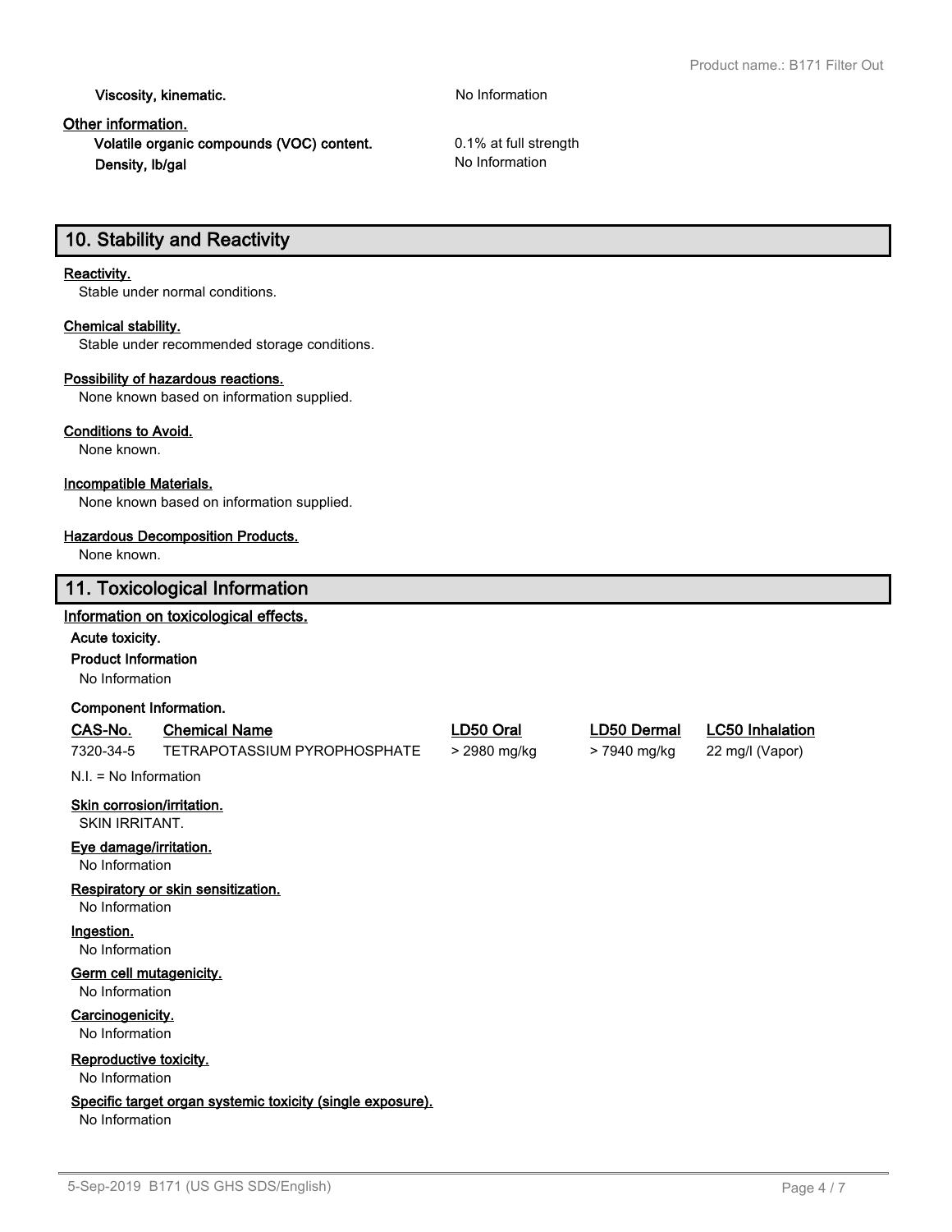**Viscosity, kinematic.** No Information

**Other information.**

**Volatile organic compounds (VOC) content.** 0.1% at full strength

**Density, lb/gal** No Information

## 10. Stability and Reactivity

**Reactivity.**

Stable under normal conditions.

**Chemical stability.**

Stable under recommended storage conditions.

**Possibility of hazardous reactions.**

None known based on information supplied.

**Conditions to Avoid.**

None known.

**Incompatible Materials.**

None known based on information supplied.

**Hazardous Decomposition Products.**

None known.

## 11. Toxicological Information

**Information on toxicological effects.**

**Acute toxicity.**

**Product Information**

No Information

**Component Information.**

| CAS-No. | Chemical Name | LD50 Oral | LD50 Dermal | LC50 Inhalation |
|---|---|---|---|---|
| 7320-34-5 | TETRAPOTASSIUM PYROPHOSPHATE | > 2980 mg/kg | > 7940 mg/kg | 22 mg/l (Vapor) |

N.I. = No Information

**Skin corrosion/irritation.**

SKIN IRRITANT.

**Eye damage/irritation.**

No Information

**Respiratory or skin sensitization.**

No Information

**Ingestion.**

No Information

**Germ cell mutagenicity.**

No Information

**Carcinogenicity.**

No Information

**Reproductive toxicity.**

No Information

**Specific target organ systemic toxicity (single exposure).**

No Information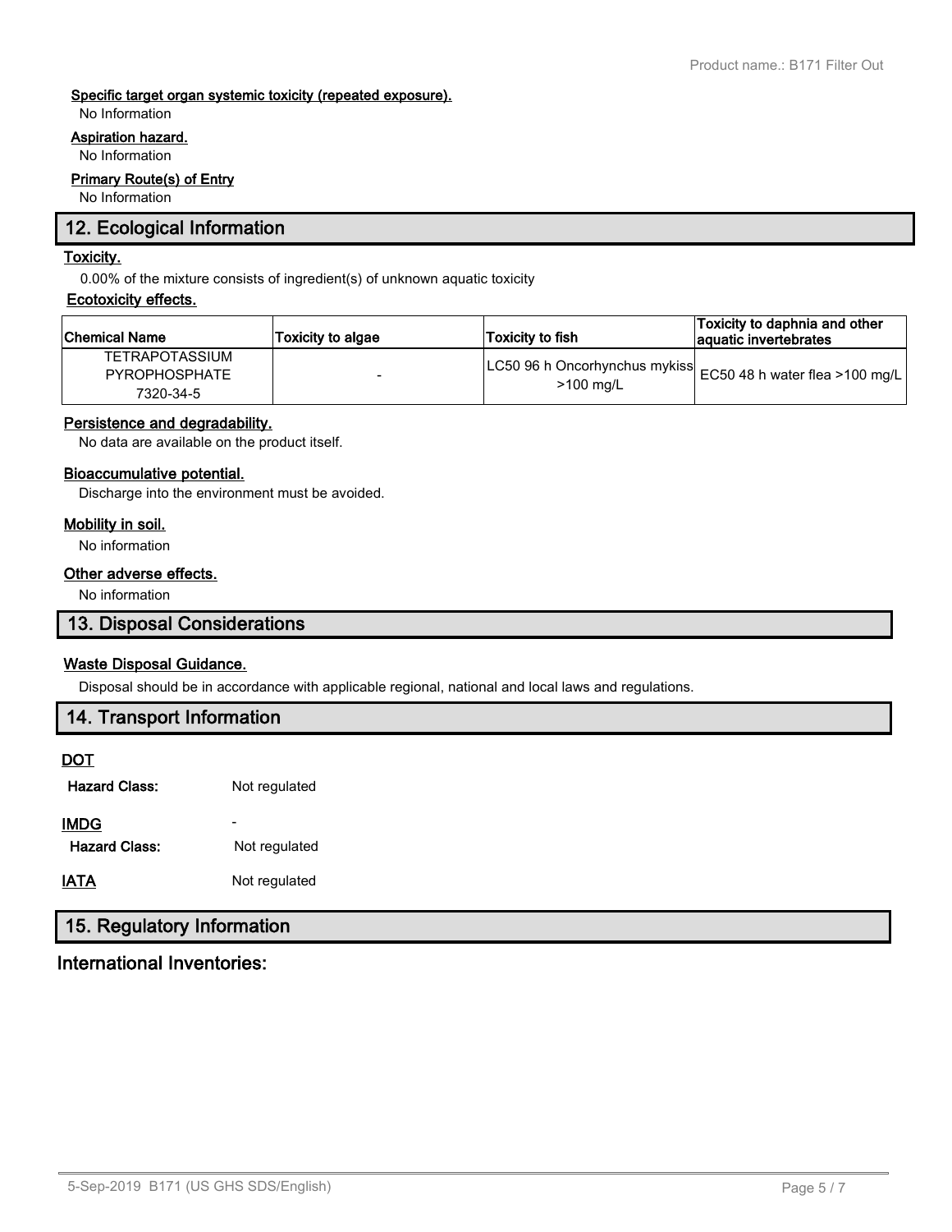#### Specific target organ systemic toxicity (repeated exposure).

No Information

#### Aspiration hazard.

No Information

#### Primary Route(s) of Entry

No Information

## 12. Ecological Information

#### Toxicity.

0.00% of the mixture consists of ingredient(s) of unknown aquatic toxicity

#### Ecotoxicity effects.

| Chemical Name | Toxicity to algae | Toxicity to fish | Toxicity to daphnia and other aquatic invertebrates |
|---|---|---|---|
| TETRAPOTASSIUM PYROPHOSPHATE 7320-34-5 | - | LC50 96 h Oncorhynchus mykiss >100 mg/L | EC50 48 h water flea >100 mg/L |

#### Persistence and degradability.

No data are available on the product itself.

#### Bioaccumulative potential.

Discharge into the environment must be avoided.

#### Mobility in soil.

No information

#### Other adverse effects.

No information

## 13. Disposal Considerations

#### Waste Disposal Guidance.

Disposal should be in accordance with applicable regional, national and local laws and regulations.

## 14. Transport Information

**DOT**

**Hazard Class:** Not regulated

**IMDG** -

**Hazard Class:** Not regulated

**IATA** Not regulated

## 15. Regulatory Information

### International Inventories: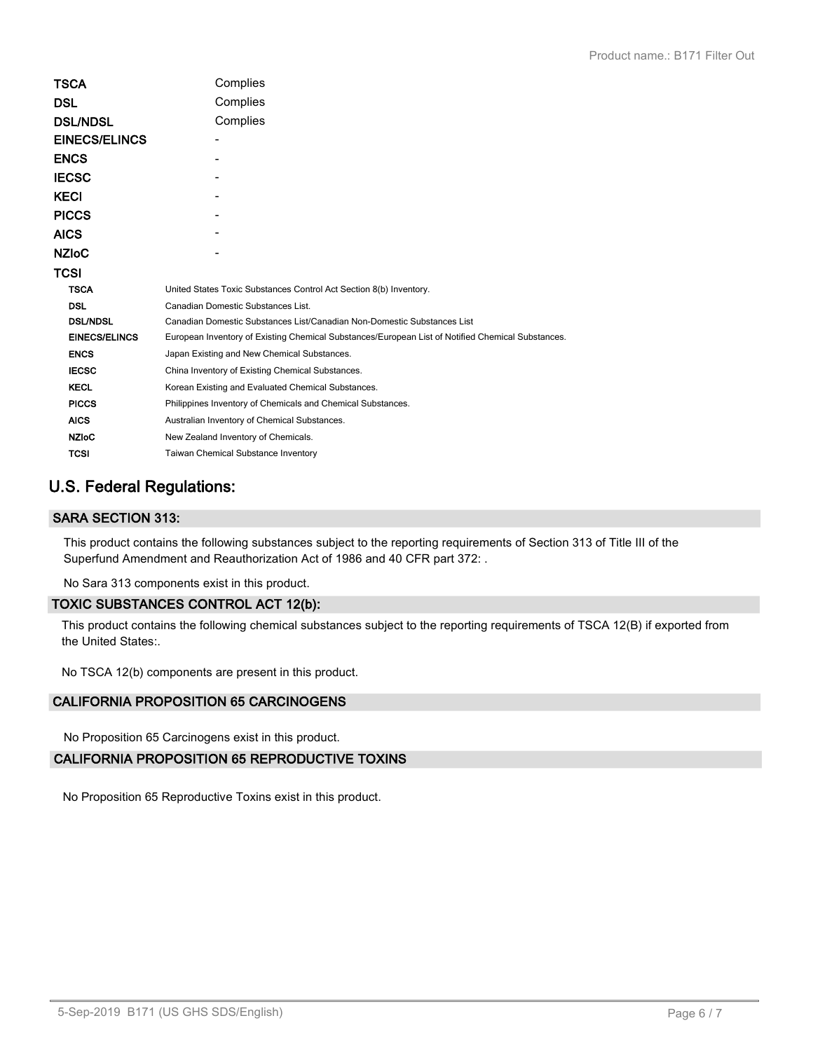| | |
|---|---|
| **TSCA** | Complies |
| **DSL** | Complies |
| **DSL/NDSL** | Complies |
| **EINECS/ELINCS** | - |
| **ENCS** | - |
| **IECSC** | - |
| **KECI** | - |
| **PICCS** | - |
| **AICS** | - |
| **NZIoC** | - |
| **TCSI** | |

| | |
|---|---|
| **TSCA** | United States Toxic Substances Control Act Section 8(b) Inventory. |
| **DSL** | Canadian Domestic Substances List. |
| **DSL/NDSL** | Canadian Domestic Substances List/Canadian Non-Domestic Substances List |
| **EINECS/ELINCS** | European Inventory of Existing Chemical Substances/European List of Notified Chemical Substances. |
| **ENCS** | Japan Existing and New Chemical Substances. |
| **IECSC** | China Inventory of Existing Chemical Substances. |
| **KECL** | Korean Existing and Evaluated Chemical Substances. |
| **PICCS** | Philippines Inventory of Chemicals and Chemical Substances. |
| **AICS** | Australian Inventory of Chemical Substances. |
| **NZIoC** | New Zealand Inventory of Chemicals. |
| **TCSI** | Taiwan Chemical Substance Inventory |

## U.S. Federal Regulations:

### SARA SECTION 313:

This product contains the following substances subject to the reporting requirements of Section 313 of Title III of the Superfund Amendment and Reauthorization Act of 1986 and 40 CFR part 372: .

No Sara 313 components exist in this product.

### TOXIC SUBSTANCES CONTROL ACT 12(b):

This product contains the following chemical substances subject to the reporting requirements of TSCA 12(B) if exported from the United States:.

No TSCA 12(b) components are present in this product.

### CALIFORNIA PROPOSITION 65 CARCINOGENS

No Proposition 65 Carcinogens exist in this product.

### CALIFORNIA PROPOSITION 65 REPRODUCTIVE TOXINS

No Proposition 65 Reproductive Toxins exist in this product.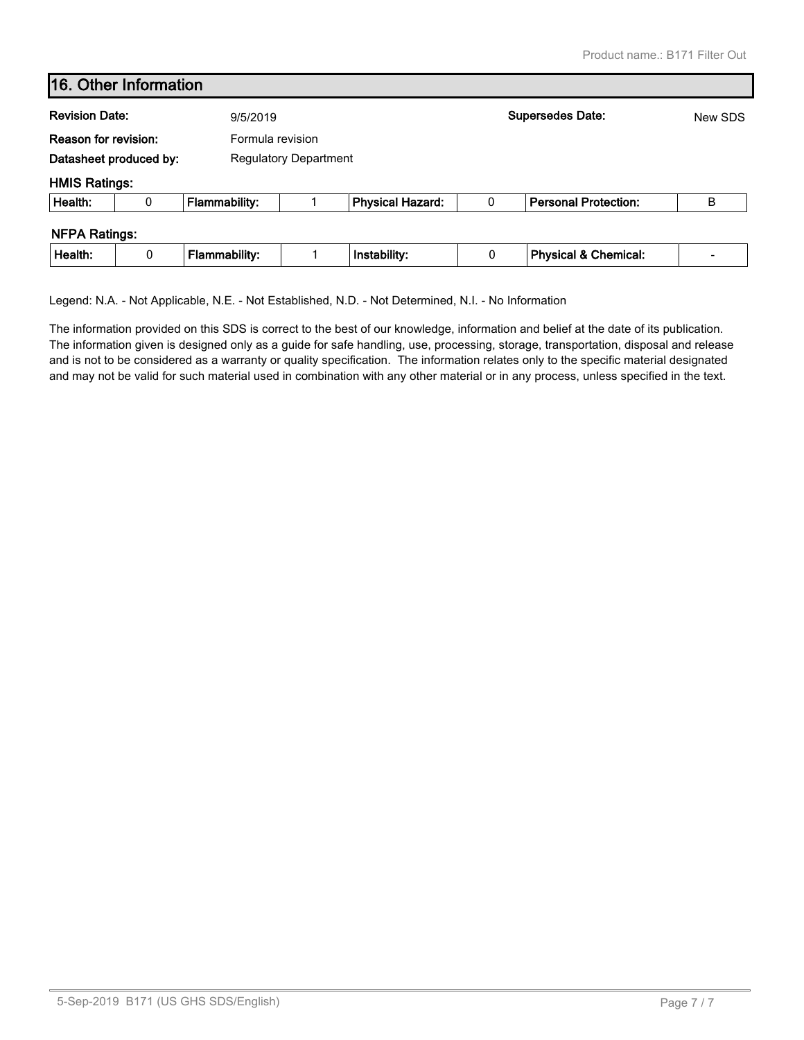## 16. Other Information

**Revision Date:** 9/5/2019 **Supersedes Date:** New SDS

**Reason for revision:** Formula revision

**Datasheet produced by:** Regulatory Department

**HMIS Ratings:**

| | | | | | | | |
|---|---|---|---|---|---|---|---|
| **Health:** | 0 | **Flammability:** | 1 | **Physical Hazard:** | 0 | **Personal Protection:** | B |

**NFPA Ratings:**

| | | | | | | | |
|---|---|---|---|---|---|---|---|
| **Health:** | 0 | **Flammability:** | 1 | **Instability:** | 0 | **Physical & Chemical:** | - |

Legend: N.A. - Not Applicable, N.E. - Not Established, N.D. - Not Determined, N.I. - No Information

The information provided on this SDS is correct to the best of our knowledge, information and belief at the date of its publication. The information given is designed only as a guide for safe handling, use, processing, storage, transportation, disposal and release and is not to be considered as a warranty or quality specification. The information relates only to the specific material designated and may not be valid for such material used in combination with any other material or in any process, unless specified in the text.